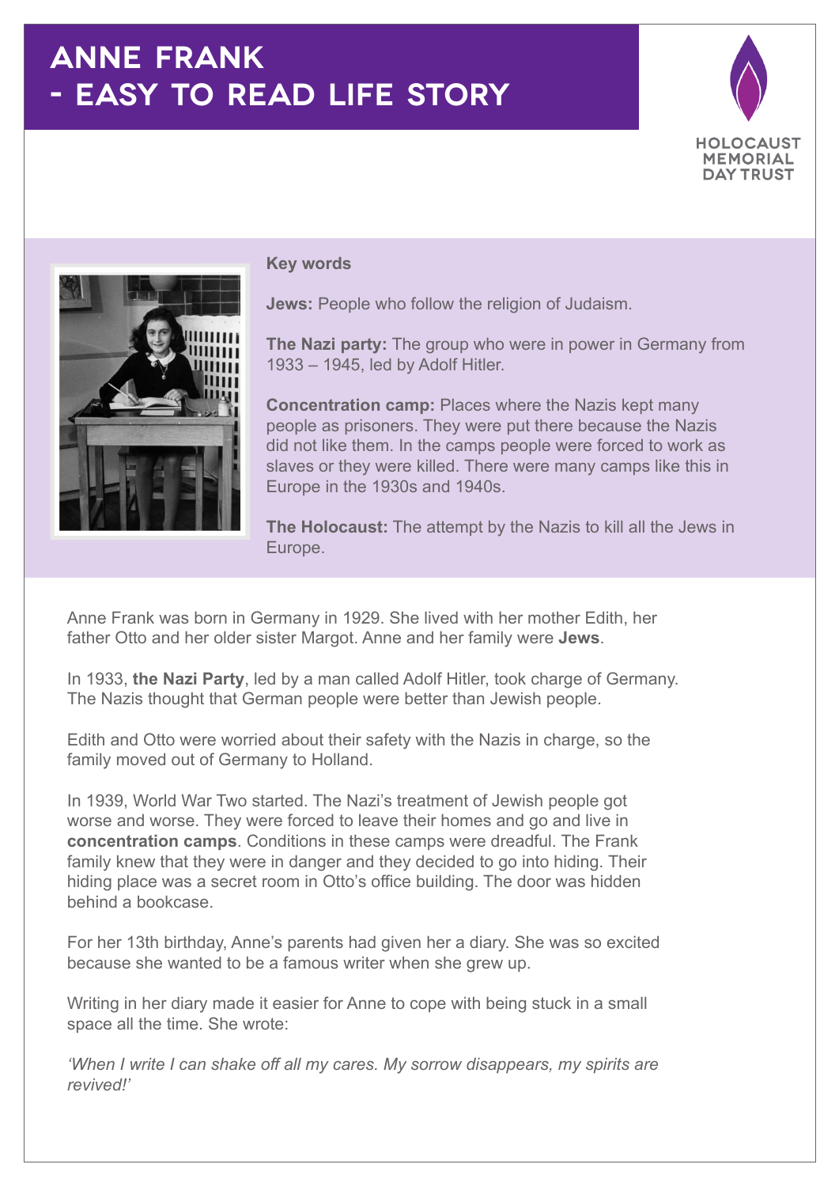# ANNE FRANK - EASY TO READ LIFE STORY

HOLOCAUST MEMORIAL DAY TRUST

**Key words**

**Jews:** People who follow the religion of Judaism.

**The Nazi party:** The group who were in power in Germany from 1933 – 1945, led by Adolf Hitler.

**Concentration camp:** Places where the Nazis kept many people as prisoners. They were put there because the Nazis did not like them. In the camps people were forced to work as slaves or they were killed. There were many camps like this in Europe in the 1930s and 1940s.

**The Holocaust:** The attempt by the Nazis to kill all the Jews in Europe.

Anne Frank was born in Germany in 1929. She lived with her mother Edith, her father Otto and her older sister Margot. Anne and her family were **Jews**.

In 1933, **the Nazi Party**, led by a man called Adolf Hitler, took charge of Germany. The Nazis thought that German people were better than Jewish people.

Edith and Otto were worried about their safety with the Nazis in charge, so the family moved out of Germany to Holland.

In 1939, World War Two started. The Nazi's treatment of Jewish people got worse and worse. They were forced to leave their homes and go and live in **concentration camps**. Conditions in these camps were dreadful. The Frank family knew that they were in danger and they decided to go into hiding. Their hiding place was a secret room in Otto's office building. The door was hidden behind a bookcase.

For her 13th birthday, Anne's parents had given her a diary. She was so excited because she wanted to be a famous writer when she grew up.

Writing in her diary made it easier for Anne to cope with being stuck in a small space all the time. She wrote:

*'When I write I can shake off all my cares. My sorrow disappears, my spirits are revived!'*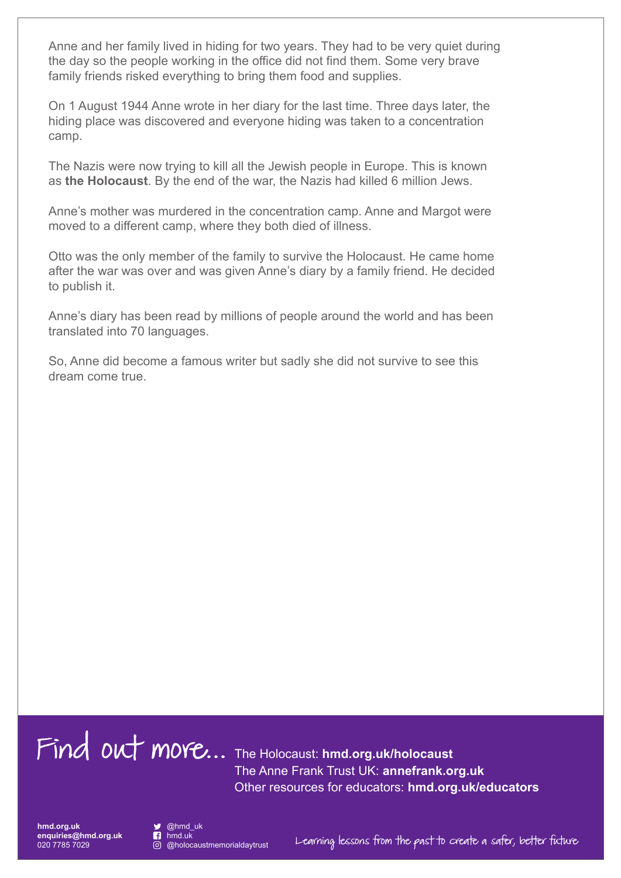Anne and her family lived in hiding for two years. They had to be very quiet during the day so the people working in the office did not find them. Some very brave family friends risked everything to bring them food and supplies.

On 1 August 1944 Anne wrote in her diary for the last time. Three days later, the hiding place was discovered and everyone hiding was taken to a concentration camp.

The Nazis were now trying to kill all the Jewish people in Europe. This is known as **the Holocaust**. By the end of the war, the Nazis had killed 6 million Jews.

Anne's mother was murdered in the concentration camp. Anne and Margot were moved to a different camp, where they both died of illness.

Otto was the only member of the family to survive the Holocaust. He came home after the war was over and was given Anne's diary by a family friend. He decided to publish it.

Anne's diary has been read by millions of people around the world and has been translated into 70 languages.

So, Anne did become a famous writer but sadly she did not survive to see this dream come true.

## Find out more...

The Holocaust: **hmd.org.uk/holocaust**
The Anne Frank Trust UK: **annefrank.org.uk**
Other resources for educators: **hmd.org.uk/educators**

**hmd.org.uk**
**enquiries@hmd.org.uk**
020 7785 7029

@hmd_uk
hmd.uk
@holocaustmemorialdaytrust

Learning lessons from the past to create a safer, better future